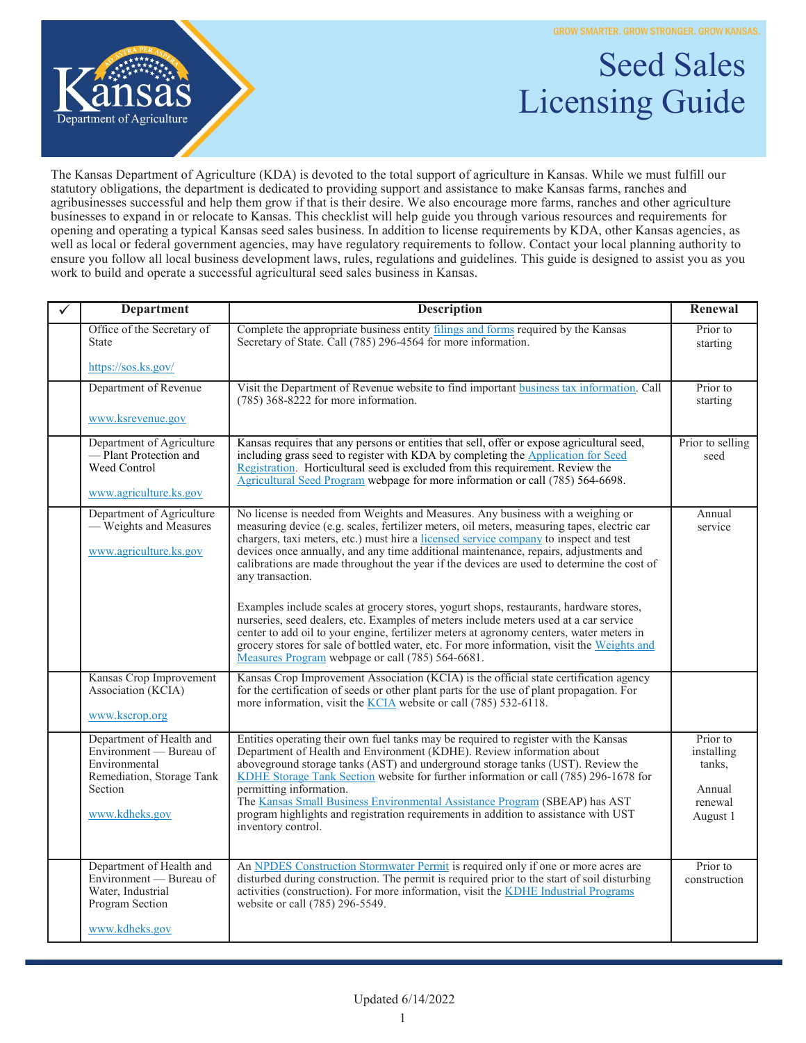GROW SMARTER. GROW STRONGER. GROW KANSAS.

Kansas Department of Agriculture

# Seed Sales Licensing Guide

The Kansas Department of Agriculture (KDA) is devoted to the total support of agriculture in Kansas. While we must fulfill our statutory obligations, the department is dedicated to providing support and assistance to make Kansas farms, ranches and agribusinesses successful and help them grow if that is their desire. We also encourage more farms, ranches and other agriculture businesses to expand in or relocate to Kansas. This checklist will help guide you through various resources and requirements for opening and operating a typical Kansas seed sales business. In addition to license requirements by KDA, other Kansas agencies, as well as local or federal government agencies, may have regulatory requirements to follow. Contact your local planning authority to ensure you follow all local business development laws, rules, regulations and guidelines. This guide is designed to assist you as you work to build and operate a successful agricultural seed sales business in Kansas.

| ✓ | Department | Description | Renewal |
|---|---|---|---|
| | Office of the Secretary of State<br><br>https://sos.ks.gov/ | Complete the appropriate business entity filings and forms required by the Kansas Secretary of State. Call (785) 296-4564 for more information. | Prior to starting |
| | Department of Revenue<br><br>www.ksrevenue.gov | Visit the Department of Revenue website to find important business tax information. Call (785) 368-8222 for more information. | Prior to starting |
| | Department of Agriculture — Plant Protection and Weed Control<br><br>www.agriculture.ks.gov | Kansas requires that any persons or entities that sell, offer or expose agricultural seed, including grass seed to register with KDA by completing the Application for Seed Registration. Horticultural seed is excluded from this requirement. Review the Agricultural Seed Program webpage for more information or call (785) 564-6698. | Prior to selling seed |
| | Department of Agriculture — Weights and Measures<br><br>www.agriculture.ks.gov | No license is needed from Weights and Measures. Any business with a weighing or measuring device (e.g. scales, fertilizer meters, oil meters, measuring tapes, electric car chargers, taxi meters, etc.) must hire a licensed service company to inspect and test devices once annually, and any time additional maintenance, repairs, adjustments and calibrations are made throughout the year if the devices are used to determine the cost of any transaction.<br><br>Examples include scales at grocery stores, yogurt shops, restaurants, hardware stores, nurseries, seed dealers, etc. Examples of meters include meters used at a car service center to add oil to your engine, fertilizer meters at agronomy centers, water meters in grocery stores for sale of bottled water, etc. For more information, visit the Weights and Measures Program webpage or call (785) 564-6681. | Annual service |
| | Kansas Crop Improvement Association (KCIA)<br><br>www.kscrop.org | Kansas Crop Improvement Association (KCIA) is the official state certification agency for the certification of seeds or other plant parts for the use of plant propagation. For more information, visit the KCIA website or call (785) 532-6118. | |
| | Department of Health and Environment — Bureau of Environmental Remediation, Storage Tank Section<br><br>www.kdheks.gov | Entities operating their own fuel tanks may be required to register with the Kansas Department of Health and Environment (KDHE). Review information about aboveground storage tanks (AST) and underground storage tanks (UST). Review the KDHE Storage Tank Section website for further information or call (785) 296-1678 for permitting information.<br>The Kansas Small Business Environmental Assistance Program (SBEAP) has AST program highlights and registration requirements in addition to assistance with UST inventory control. | Prior to installing tanks,<br><br>Annual renewal August 1 |
| | Department of Health and Environment — Bureau of Water, Industrial Program Section<br><br>www.kdheks.gov | An NPDES Construction Stormwater Permit is required only if one or more acres are disturbed during construction. The permit is required prior to the start of soil disturbing activities (construction). For more information, visit the KDHE Industrial Programs website or call (785) 296-5549. | Prior to construction |

Updated 6/14/2022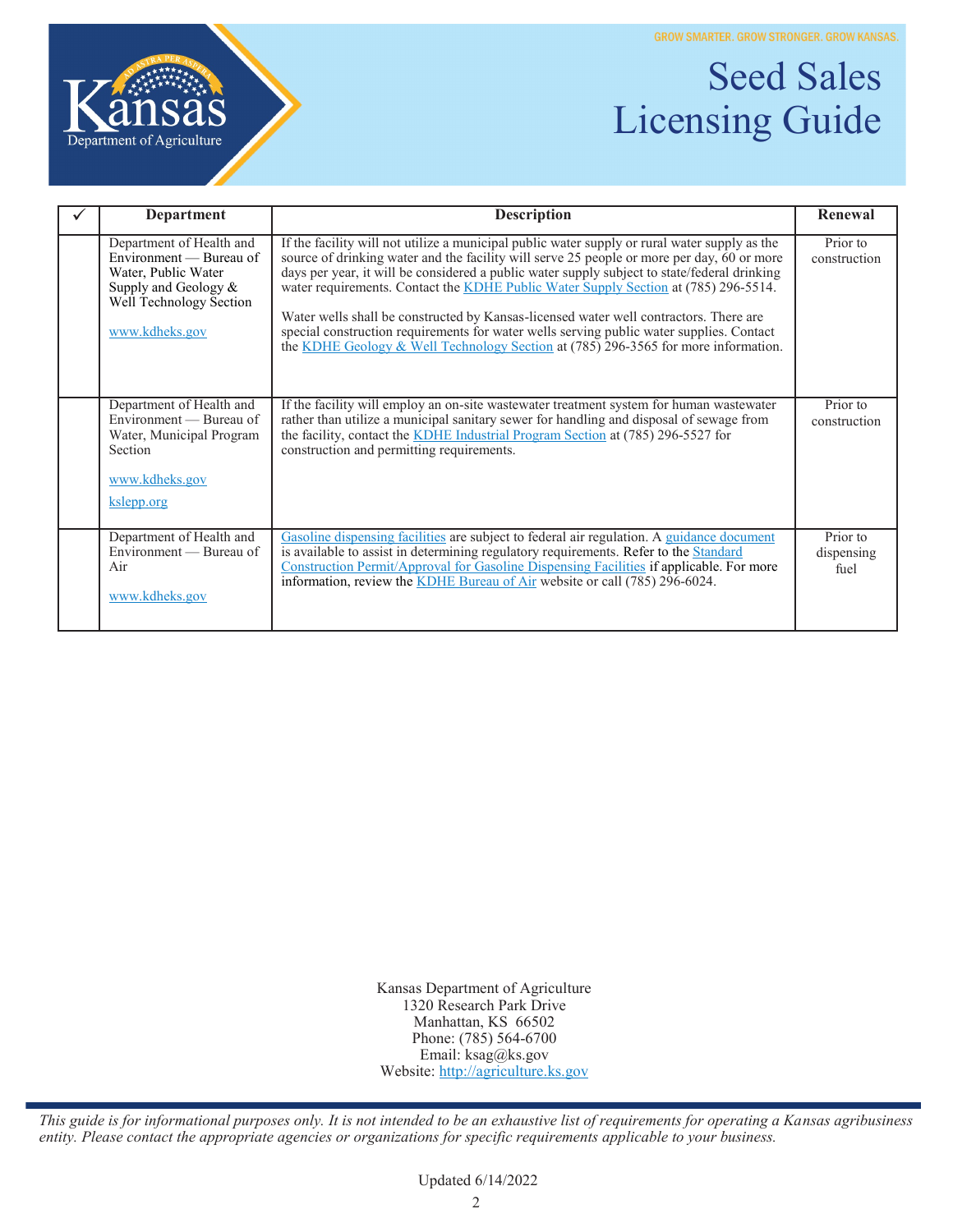# Seed Sales Licensing Guide

GROW SMARTER. GROW STRONGER. GROW KANSAS.

| ✓ | Department | Description | Renewal |
|---|---|---|---|
| | Department of Health and Environment — Bureau of Water, Public Water Supply and Geology & Well Technology Section<br><br>www.kdheks.gov | If the facility will not utilize a municipal public water supply or rural water supply as the source of drinking water and the facility will serve 25 people or more per day, 60 or more days per year, it will be considered a public water supply subject to state/federal drinking water requirements. Contact the KDHE Public Water Supply Section at (785) 296-5514.<br><br>Water wells shall be constructed by Kansas-licensed water well contractors. There are special construction requirements for water wells serving public water supplies. Contact the KDHE Geology & Well Technology Section at (785) 296-3565 for more information. | Prior to construction |
| | Department of Health and Environment — Bureau of Water, Municipal Program Section<br><br>www.kdheks.gov<br><br>kslepp.org | If the facility will employ an on-site wastewater treatment system for human wastewater rather than utilize a municipal sanitary sewer for handling and disposal of sewage from the facility, contact the KDHE Industrial Program Section at (785) 296-5527 for construction and permitting requirements. | Prior to construction |
| | Department of Health and Environment — Bureau of Air<br><br>www.kdheks.gov | Gasoline dispensing facilities are subject to federal air regulation. A guidance document is available to assist in determining regulatory requirements. Refer to the Standard Construction Permit/Approval for Gasoline Dispensing Facilities if applicable. For more information, review the KDHE Bureau of Air website or call (785) 296-6024. | Prior to dispensing fuel |

Kansas Department of Agriculture
1320 Research Park Drive
Manhattan, KS 66502
Phone: (785) 564-6700
Email: ksag@ks.gov
Website: http://agriculture.ks.gov

*This guide is for informational purposes only. It is not intended to be an exhaustive list of requirements for operating a Kansas agribusiness entity. Please contact the appropriate agencies or organizations for specific requirements applicable to your business.*

Updated 6/14/2022